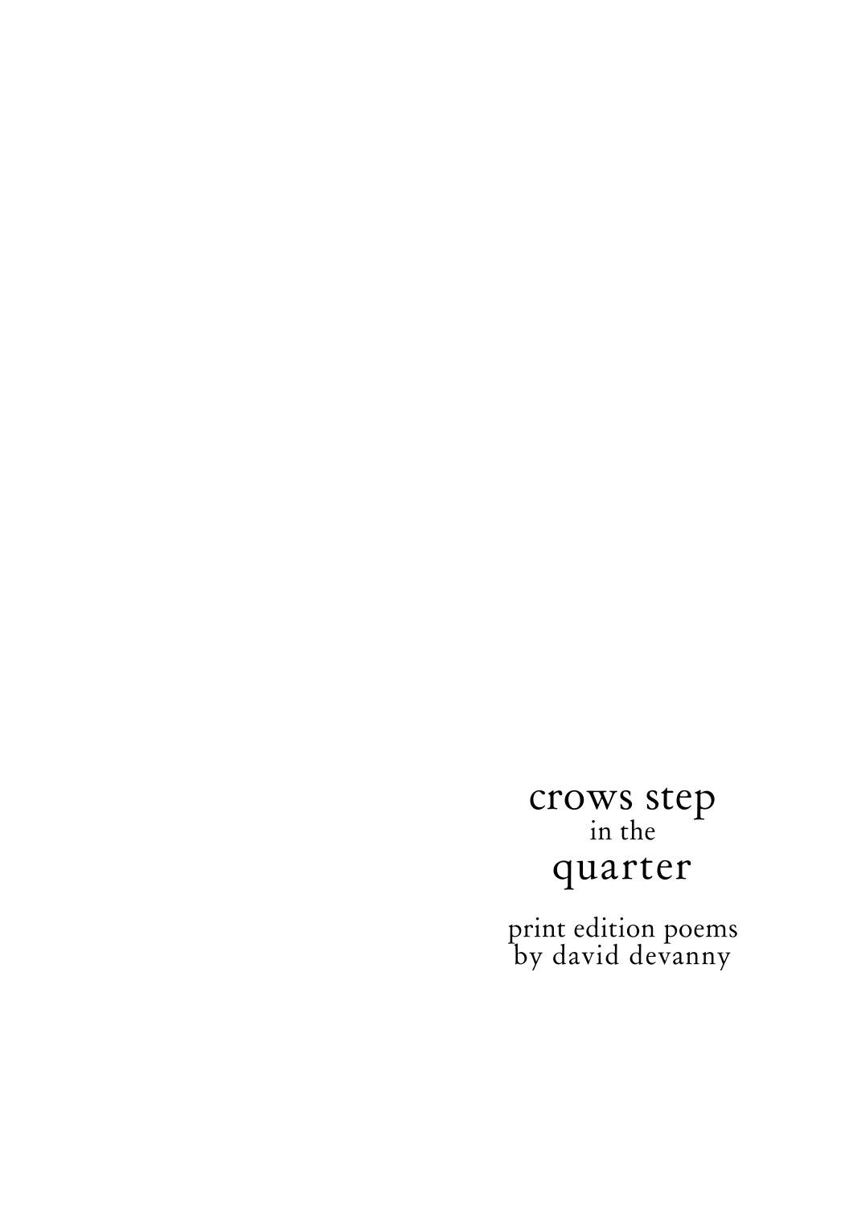# crows step
in the
# quarter

print edition poems
by david devanny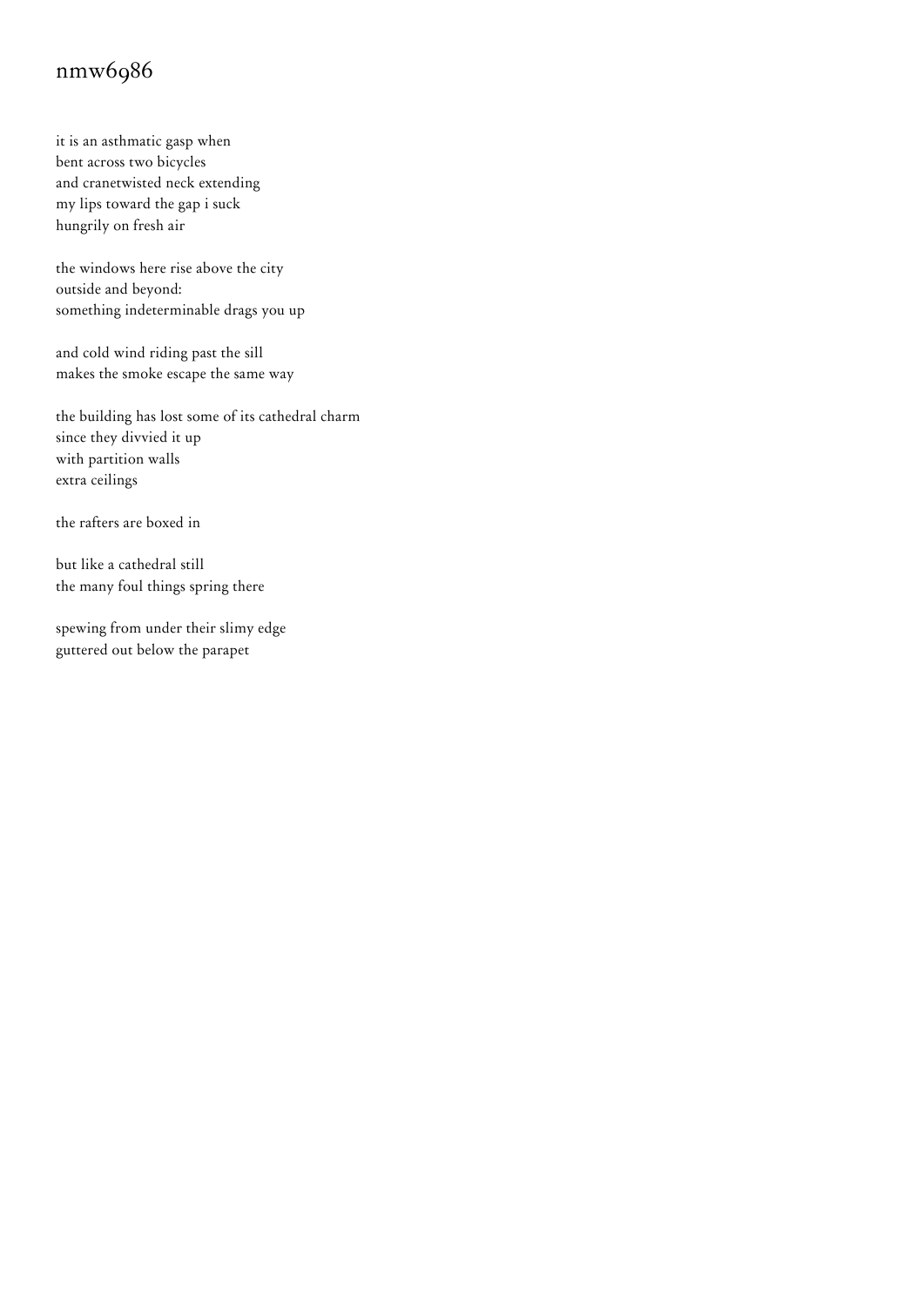## nmw6986

it is an asthmatic gasp when  
bent across two bicycles  
and cranetwisted neck extending  
my lips toward the gap i suck  
hungrily on fresh air

the windows here rise above the city  
outside and beyond:  
something indeterminable drags you up

and cold wind riding past the sill  
makes the smoke escape the same way

the building has lost some of its cathedral charm  
since they divvied it up  
with partition walls  
extra ceilings

the rafters are boxed in

but like a cathedral still  
the many foul things spring there

spewing from under their slimy edge  
guttered out below the parapet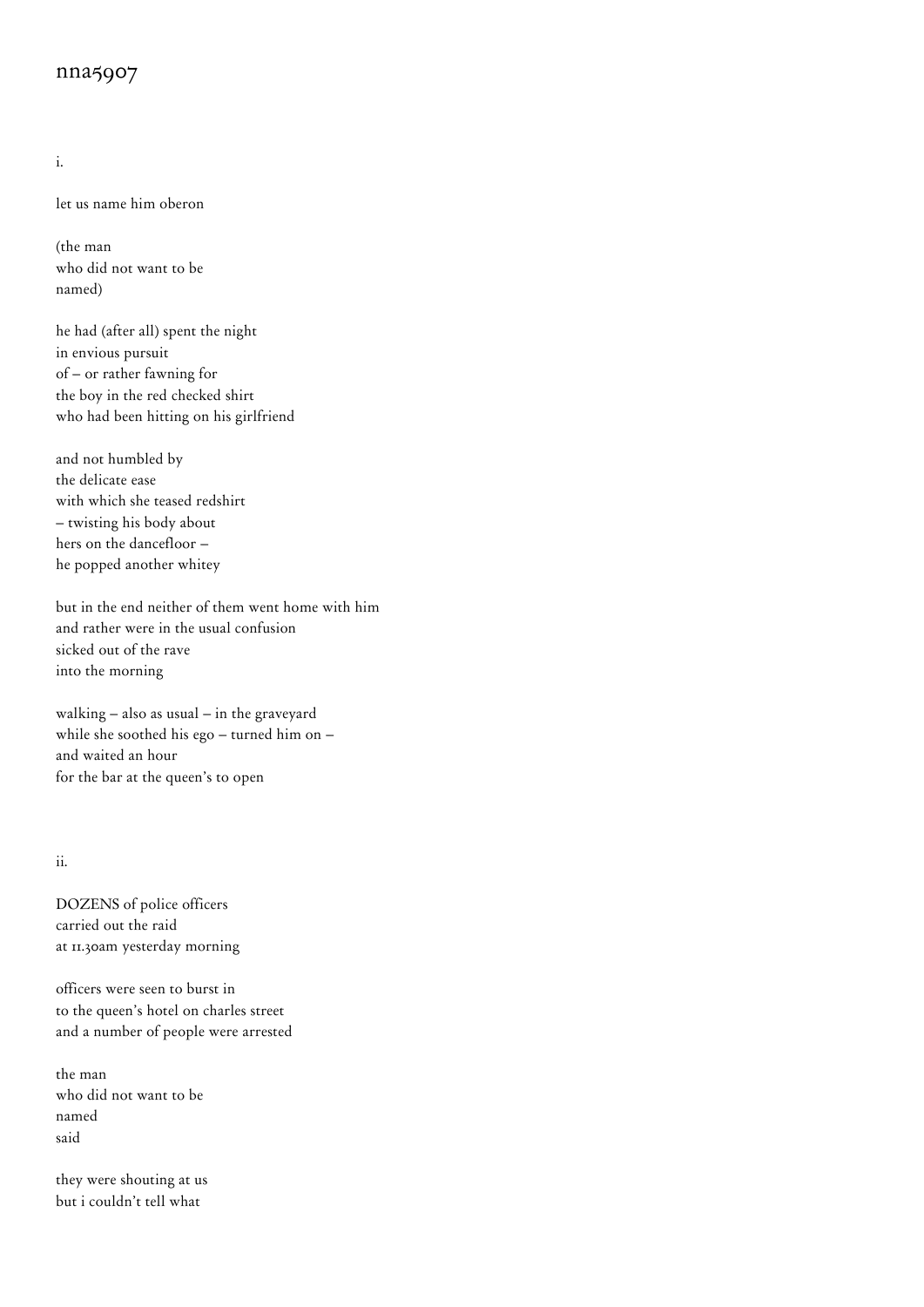# nna5907

i.

let us name him oberon

(the man  
who did not want to be  
named)

he had (after all) spent the night  
in envious pursuit  
of – or rather fawning for  
the boy in the red checked shirt  
who had been hitting on his girlfriend

and not humbled by  
the delicate ease  
with which she teased redshirt  
– twisting his body about  
hers on the dancefloor –  
he popped another whitey

but in the end neither of them went home with him  
and rather were in the usual confusion  
sicked out of the rave  
into the morning

walking – also as usual – in the graveyard  
while she soothed his ego – turned him on –  
and waited an hour  
for the bar at the queen's to open

ii.

DOZENS of police officers  
carried out the raid  
at 11.30am yesterday morning

officers were seen to burst in  
to the queen's hotel on charles street  
and a number of people were arrested

the man  
who did not want to be  
named  
said

they were shouting at us  
but i couldn't tell what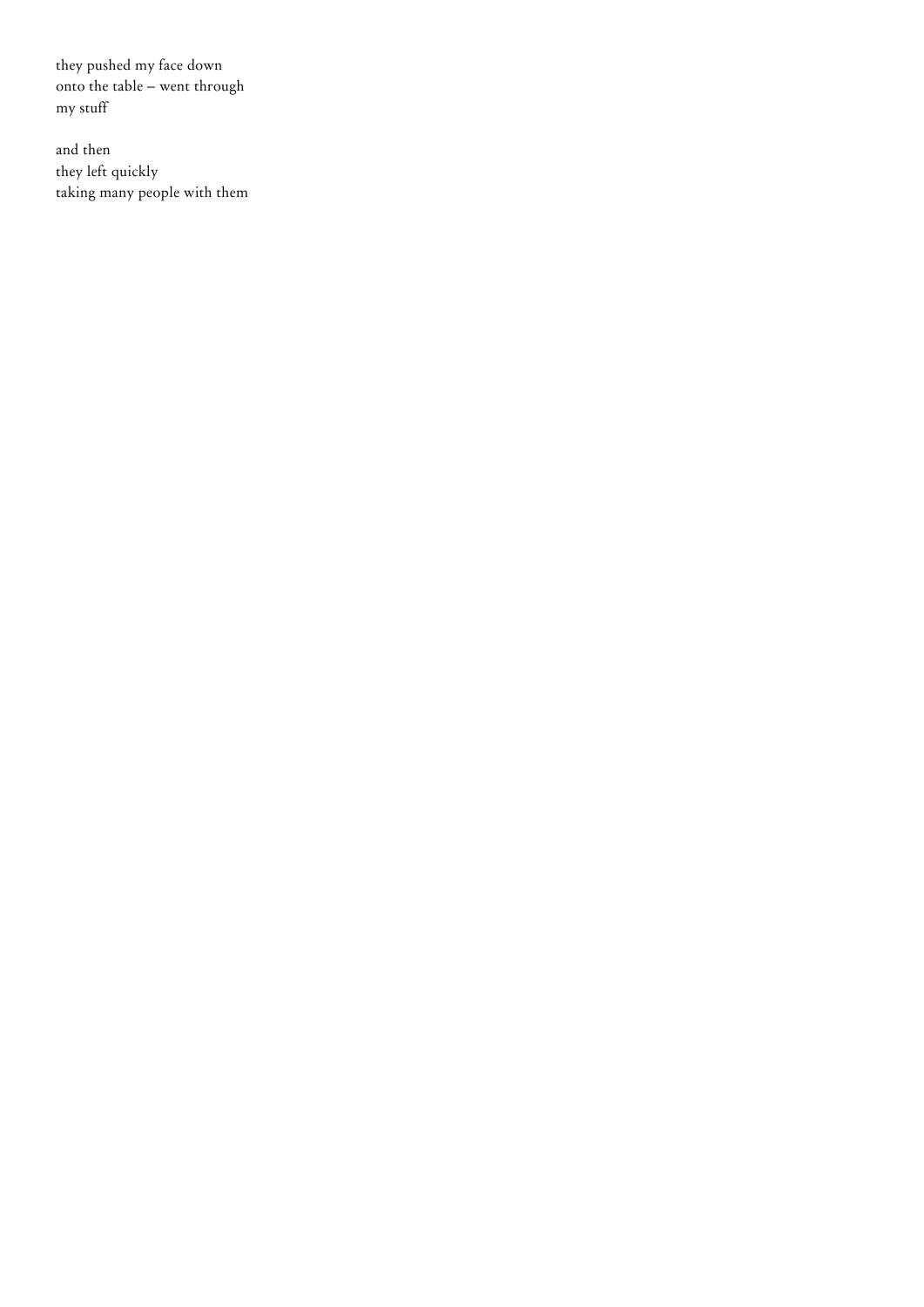they pushed my face down
onto the table – went through
my stuff

and then
they left quickly
taking many people with them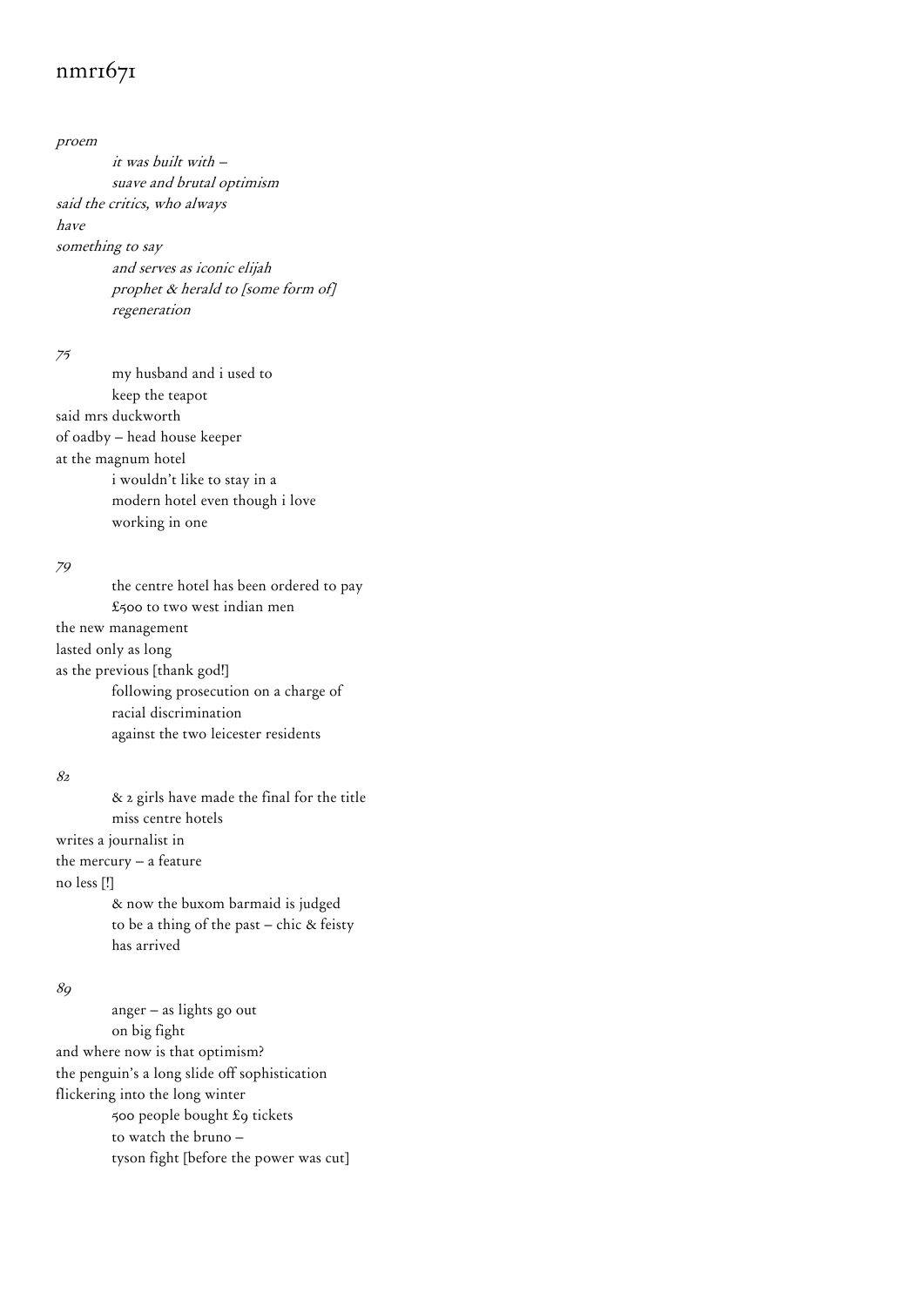# nmr1671

*proem*

*it was built with –*
*suave and brutal optimism*
*said the critics, who always*
*have*
*something to say*
*and serves as iconic elijah*
*prophet & herald to [some form of]*
*regeneration*

*75*

my husband and i used to
keep the teapot
said mrs duckworth
of oadby – head house keeper
at the magnum hotel
i wouldn't like to stay in a
modern hotel even though i love
working in one

*79*

the centre hotel has been ordered to pay
£500 to two west indian men
the new management
lasted only as long
as the previous [thank god!]
following prosecution on a charge of
racial discrimination
against the two leicester residents

*82*

& 2 girls have made the final for the title
miss centre hotels
writes a journalist in
the mercury – a feature
no less [!]
& now the buxom barmaid is judged
to be a thing of the past – chic & feisty
has arrived

*89*

anger – as lights go out
on big fight
and where now is that optimism?
the penguin's a long slide off sophistication
flickering into the long winter
500 people bought £9 tickets
to watch the bruno –
tyson fight [before the power was cut]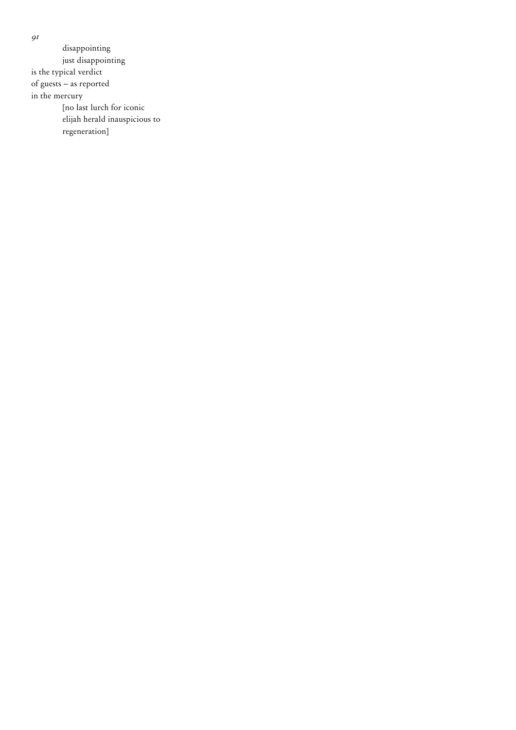*91*

disappointing
just disappointing
is the typical verdict
of guests – as reported
in the mercury
[no last lurch for iconic
elijah herald inauspicious to
regeneration]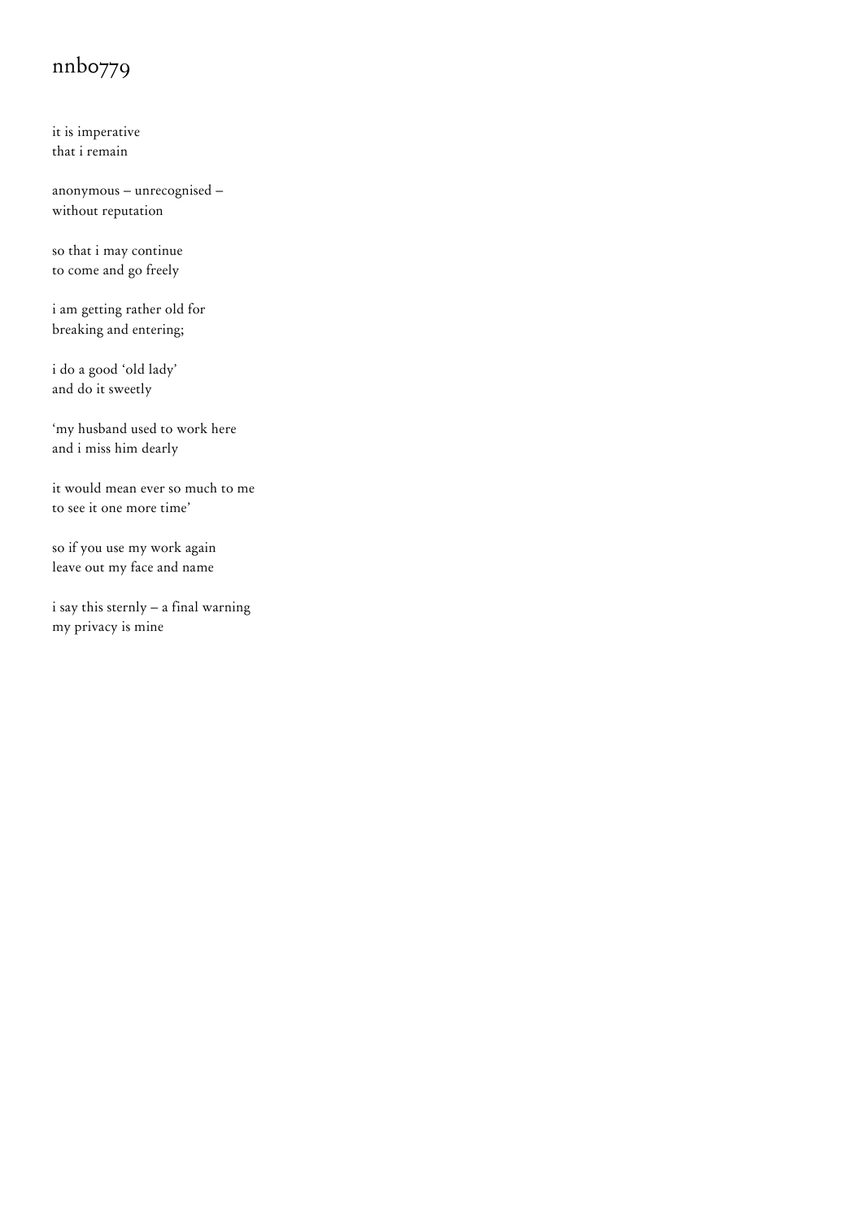# nnb0779

it is imperative
that i remain

anonymous – unrecognised –
without reputation

so that i may continue
to come and go freely

i am getting rather old for
breaking and entering;

i do a good 'old lady'
and do it sweetly

'my husband used to work here
and i miss him dearly

it would mean ever so much to me
to see it one more time'

so if you use my work again
leave out my face and name

i say this sternly – a final warning
my privacy is mine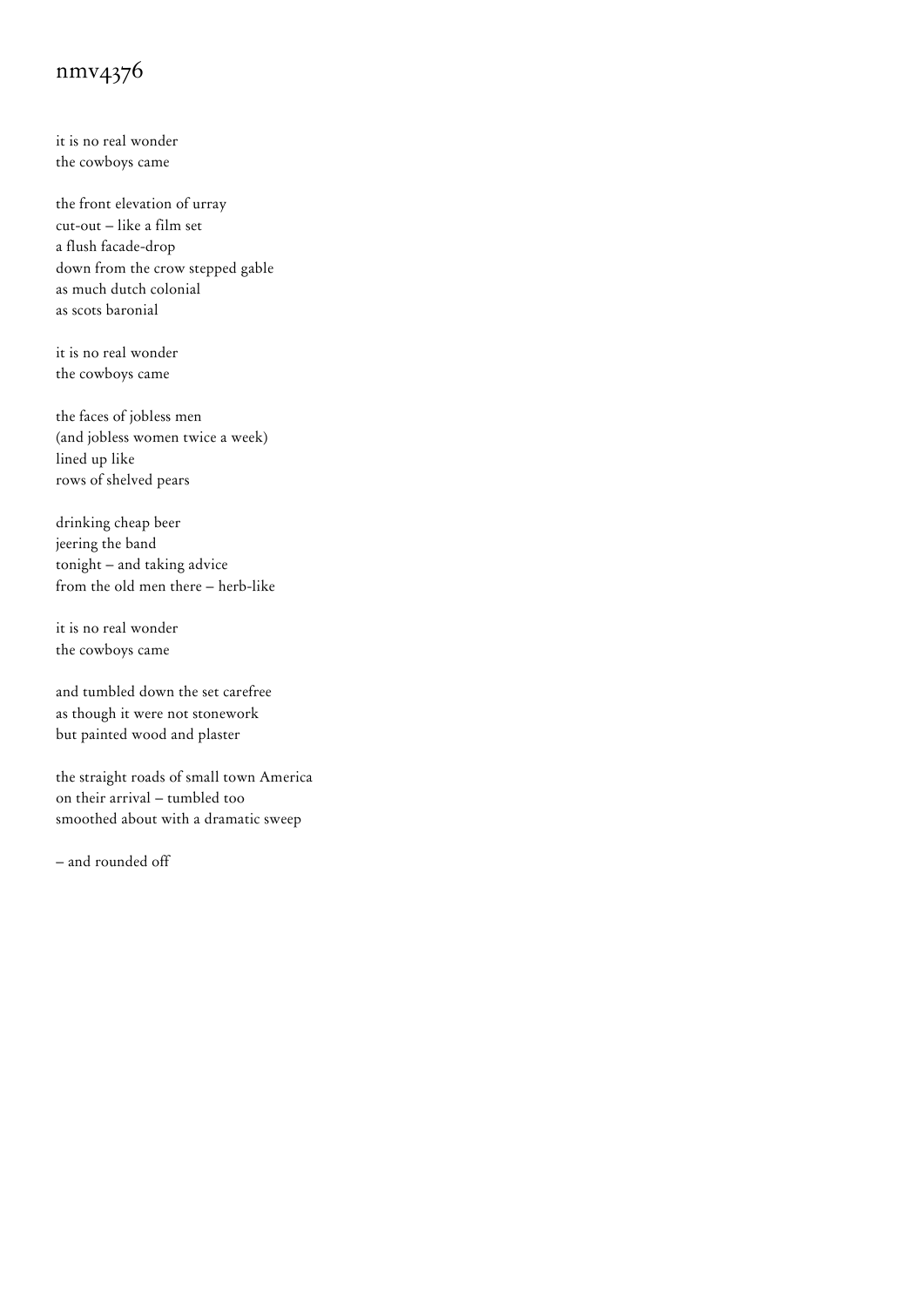# nmv4376

it is no real wonder
the cowboys came

the front elevation of urray
cut-out – like a film set
a flush facade-drop
down from the crow stepped gable
as much dutch colonial
as scots baronial

it is no real wonder
the cowboys came

the faces of jobless men
(and jobless women twice a week)
lined up like
rows of shelved pears

drinking cheap beer
jeering the band
tonight – and taking advice
from the old men there – herb-like

it is no real wonder
the cowboys came

and tumbled down the set carefree
as though it were not stonework
but painted wood and plaster

the straight roads of small town America
on their arrival – tumbled too
smoothed about with a dramatic sweep

– and rounded off